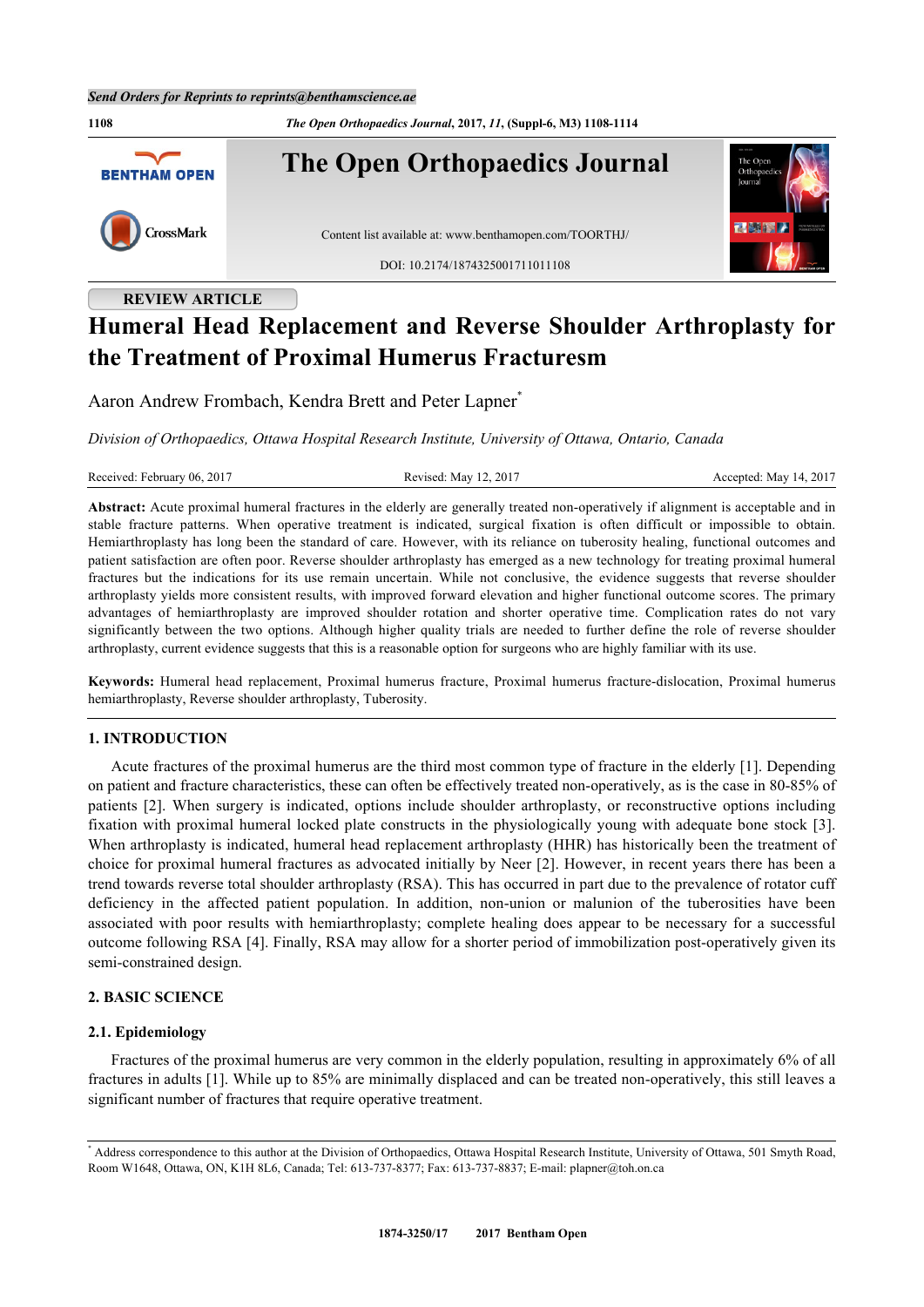REVIEW ARTICLE

# Humeral Head Replacement and Reverse Shoulder Arthroplasty for the Treatment of Proximal Humerus Fracturesm

Aaron Andrew Frombach, Kendra Brett and Peter Lapner[*]

*Division of Orthopaedics, Ottawa Hospital Research Institute, University of Ottawa, Ontario, Canada*

Received: February 06, 2017 Revised: May 12, 2017 Accepted: May 14, 2017

**Abstract:** Acute proximal humeral fractures in the elderly are generally treated non-operatively if alignment is acceptable and in stable fracture patterns. When operative treatment is indicated, surgical fixation is often difficult or impossible to obtain. Hemiarthroplasty has long been the standard of care. However, with its reliance on tuberosity healing, functional outcomes and patient satisfaction are often poor. Reverse shoulder arthroplasty has emerged as a new technology for treating proximal humeral fractures but the indications for its use remain uncertain. While not conclusive, the evidence suggests that reverse shoulder arthroplasty yields more consistent results, with improved forward elevation and higher functional outcome scores. The primary advantages of hemiarthroplasty are improved shoulder rotation and shorter operative time. Complication rates do not vary significantly between the two options. Although higher quality trials are needed to further define the role of reverse shoulder arthroplasty, current evidence suggests that this is a reasonable option for surgeons who are highly familiar with its use.

**Keywords:** Humeral head replacement, Proximal humerus fracture, Proximal humerus fracture-dislocation, Proximal humerus hemiarthroplasty, Reverse shoulder arthroplasty, Tuberosity.

## 1. INTRODUCTION

Acute fractures of the proximal humerus are the third most common type of fracture in the elderly [1]. Depending on patient and fracture characteristics, these can often be effectively treated non-operatively, as is the case in 80-85% of patients [2]. When surgery is indicated, options include shoulder arthroplasty, or reconstructive options including fixation with proximal humeral locked plate constructs in the physiologically young with adequate bone stock [3]. When arthroplasty is indicated, humeral head replacement arthroplasty (HHR) has historically been the treatment of choice for proximal humeral fractures as advocated initially by Neer [2]. However, in recent years there has been a trend towards reverse total shoulder arthroplasty (RSA). This has occurred in part due to the prevalence of rotator cuff deficiency in the affected patient population. In addition, non-union or malunion of the tuberosities have been associated with poor results with hemiarthroplasty; complete healing does appear to be necessary for a successful outcome following RSA [4]. Finally, RSA may allow for a shorter period of immobilization post-operatively given its semi-constrained design.

## 2. BASIC SCIENCE

### 2.1. Epidemiology

Fractures of the proximal humerus are very common in the elderly population, resulting in approximately 6% of all fractures in adults [1]. While up to 85% are minimally displaced and can be treated non-operatively, this still leaves a significant number of fractures that require operative treatment.

[*] Address correspondence to this author at the Division of Orthopaedics, Ottawa Hospital Research Institute, University of Ottawa, 501 Smyth Road, Room W1648, Ottawa, ON, K1H 8L6, Canada; Tel: 613-737-8377; Fax: 613-737-8837; E-mail: plapner@toh.on.ca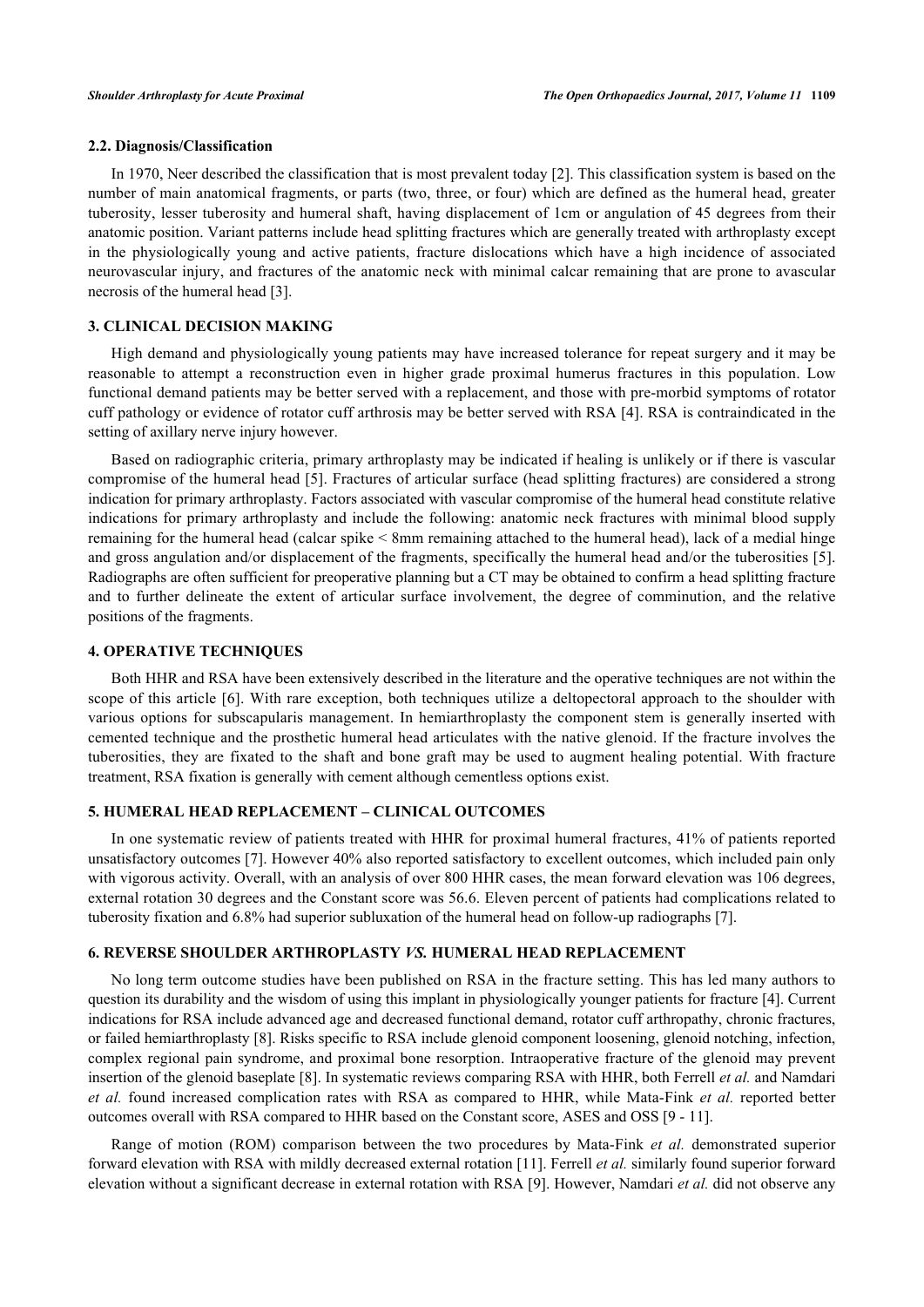### 2.2. Diagnosis/Classification

In 1970, Neer described the classification that is most prevalent today [2]. This classification system is based on the number of main anatomical fragments, or parts (two, three, or four) which are defined as the humeral head, greater tuberosity, lesser tuberosity and humeral shaft, having displacement of 1cm or angulation of 45 degrees from their anatomic position. Variant patterns include head splitting fractures which are generally treated with arthroplasty except in the physiologically young and active patients, fracture dislocations which have a high incidence of associated neurovascular injury, and fractures of the anatomic neck with minimal calcar remaining that are prone to avascular necrosis of the humeral head [3].

## 3. CLINICAL DECISION MAKING

High demand and physiologically young patients may have increased tolerance for repeat surgery and it may be reasonable to attempt a reconstruction even in higher grade proximal humerus fractures in this population. Low functional demand patients may be better served with a replacement, and those with pre-morbid symptoms of rotator cuff pathology or evidence of rotator cuff arthrosis may be better served with RSA [4]. RSA is contraindicated in the setting of axillary nerve injury however.

Based on radiographic criteria, primary arthroplasty may be indicated if healing is unlikely or if there is vascular compromise of the humeral head [5]. Fractures of articular surface (head splitting fractures) are considered a strong indication for primary arthroplasty. Factors associated with vascular compromise of the humeral head constitute relative indications for primary arthroplasty and include the following: anatomic neck fractures with minimal blood supply remaining for the humeral head (calcar spike < 8mm remaining attached to the humeral head), lack of a medial hinge and gross angulation and/or displacement of the fragments, specifically the humeral head and/or the tuberosities [5]. Radiographs are often sufficient for preoperative planning but a CT may be obtained to confirm a head splitting fracture and to further delineate the extent of articular surface involvement, the degree of comminution, and the relative positions of the fragments.

## 4. OPERATIVE TECHNIQUES

Both HHR and RSA have been extensively described in the literature and the operative techniques are not within the scope of this article [6]. With rare exception, both techniques utilize a deltopectoral approach to the shoulder with various options for subscapularis management. In hemiarthroplasty the component stem is generally inserted with cemented technique and the prosthetic humeral head articulates with the native glenoid. If the fracture involves the tuberosities, they are fixated to the shaft and bone graft may be used to augment healing potential. With fracture treatment, RSA fixation is generally with cement although cementless options exist.

## 5. HUMERAL HEAD REPLACEMENT – CLINICAL OUTCOMES

In one systematic review of patients treated with HHR for proximal humeral fractures, 41% of patients reported unsatisfactory outcomes [7]. However 40% also reported satisfactory to excellent outcomes, which included pain only with vigorous activity. Overall, with an analysis of over 800 HHR cases, the mean forward elevation was 106 degrees, external rotation 30 degrees and the Constant score was 56.6. Eleven percent of patients had complications related to tuberosity fixation and 6.8% had superior subluxation of the humeral head on follow-up radiographs [7].

## 6. REVERSE SHOULDER ARTHROPLASTY *VS.* HUMERAL HEAD REPLACEMENT

No long term outcome studies have been published on RSA in the fracture setting. This has led many authors to question its durability and the wisdom of using this implant in physiologically younger patients for fracture [4]. Current indications for RSA include advanced age and decreased functional demand, rotator cuff arthropathy, chronic fractures, or failed hemiarthroplasty [8]. Risks specific to RSA include glenoid component loosening, glenoid notching, infection, complex regional pain syndrome, and proximal bone resorption. Intraoperative fracture of the glenoid may prevent insertion of the glenoid baseplate [8]. In systematic reviews comparing RSA with HHR, both Ferrell *et al.* and Namdari *et al.* found increased complication rates with RSA as compared to HHR, while Mata-Fink *et al.* reported better outcomes overall with RSA compared to HHR based on the Constant score, ASES and OSS [9 - 11].

Range of motion (ROM) comparison between the two procedures by Mata-Fink *et al.* demonstrated superior forward elevation with RSA with mildly decreased external rotation [11]. Ferrell *et al.* similarly found superior forward elevation without a significant decrease in external rotation with RSA [9]. However, Namdari *et al.* did not observe any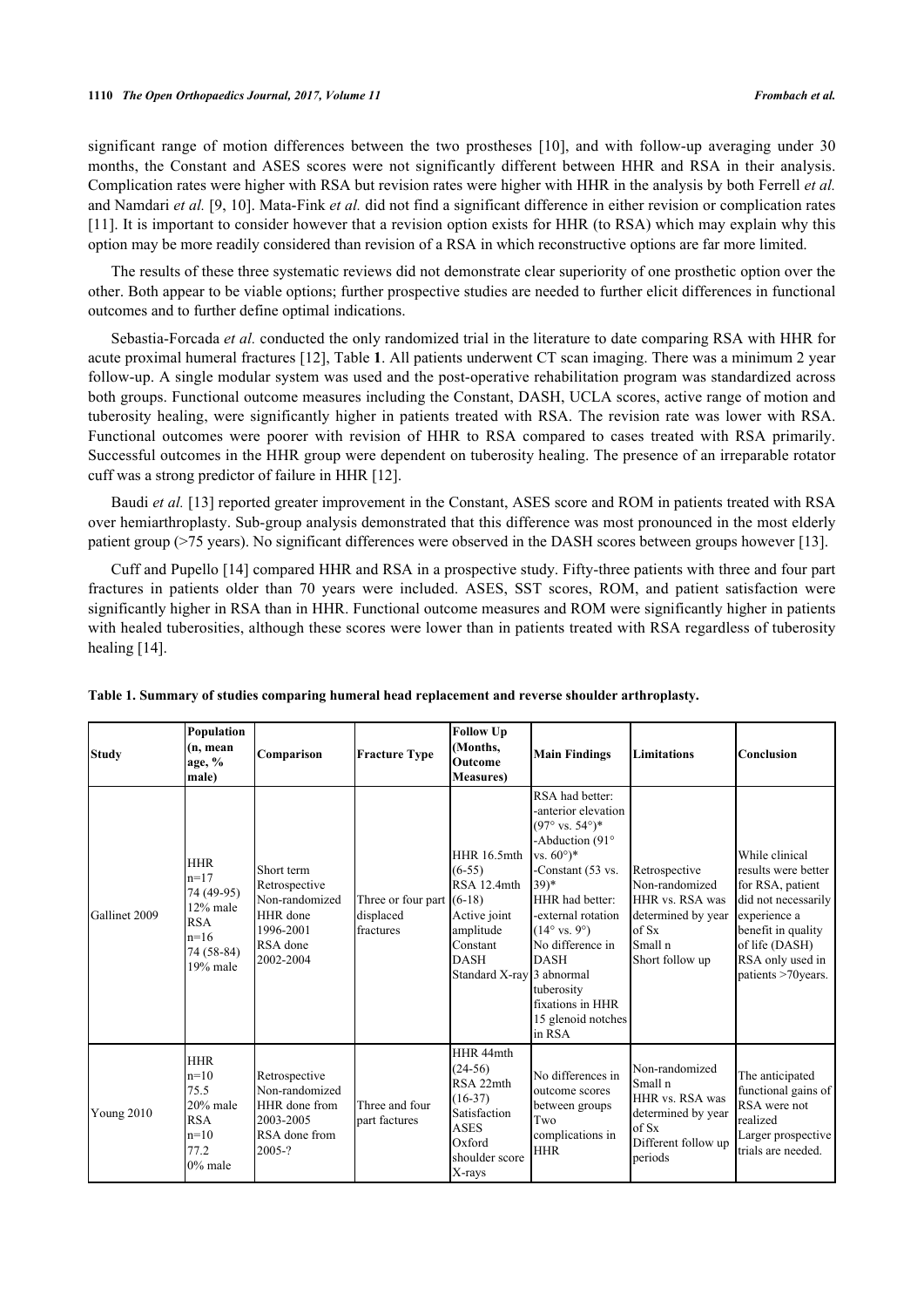significant range of motion differences between the two prostheses [10], and with follow-up averaging under 30 months, the Constant and ASES scores were not significantly different between HHR and RSA in their analysis. Complication rates were higher with RSA but revision rates were higher with HHR in the analysis by both Ferrell *et al.* and Namdari *et al.* [9, 10]. Mata-Fink *et al.* did not find a significant difference in either revision or complication rates [11]. It is important to consider however that a revision option exists for HHR (to RSA) which may explain why this option may be more readily considered than revision of a RSA in which reconstructive options are far more limited.

The results of these three systematic reviews did not demonstrate clear superiority of one prosthetic option over the other. Both appear to be viable options; further prospective studies are needed to further elicit differences in functional outcomes and to further define optimal indications.

Sebastia-Forcada *et al.* conducted the only randomized trial in the literature to date comparing RSA with HHR for acute proximal humeral fractures [12], Table **1**. All patients underwent CT scan imaging. There was a minimum 2 year follow-up. A single modular system was used and the post-operative rehabilitation program was standardized across both groups. Functional outcome measures including the Constant, DASH, UCLA scores, active range of motion and tuberosity healing, were significantly higher in patients treated with RSA. The revision rate was lower with RSA. Functional outcomes were poorer with revision of HHR to RSA compared to cases treated with RSA primarily. Successful outcomes in the HHR group were dependent on tuberosity healing. The presence of an irreparable rotator cuff was a strong predictor of failure in HHR [12].

Baudi *et al.* [13] reported greater improvement in the Constant, ASES score and ROM in patients treated with RSA over hemiarthroplasty. Sub-group analysis demonstrated that this difference was most pronounced in the most elderly patient group (>75 years). No significant differences were observed in the DASH scores between groups however [13].

Cuff and Pupello [14] compared HHR and RSA in a prospective study. Fifty-three patients with three and four part fractures in patients older than 70 years were included. ASES, SST scores, ROM, and patient satisfaction were significantly higher in RSA than in HHR. Functional outcome measures and ROM were significantly higher in patients with healed tuberosities, although these scores were lower than in patients treated with RSA regardless of tuberosity healing [14].

**Table 1. Summary of studies comparing humeral head replacement and reverse shoulder arthroplasty.**

| Study | Population (n, mean age, % male) | Comparison | Fracture Type | Follow Up (Months, Outcome Measures) | Main Findings | Limitations | Conclusion |
|---|---|---|---|---|---|---|---|
| Gallinet 2009 | HHR n=17 74 (49-95) 12% male RSA n=16 74 (58-84) 19% male | Short term Retrospective Non-randomized HHR done 1996-2001 RSA done 2002-2004 | Three or four part displaced fractures | HHR 16.5mth (6-55) RSA 12.4mth (6-18) Active joint amplitude Constant DASH Standard X-ray | RSA had better: -anterior elevation (97° vs. 54°)* -Abduction (91° vs. 60°)* -Constant (53 vs. 39)* HHR had better: -external rotation (14° vs. 9°) No difference in DASH 3 abnormal tuberosity fixations in HHR 15 glenoid notches in RSA | Retrospective Non-randomized HHR vs. RSA was determined by year of Sx Small n Short follow up | While clinical results were better for RSA, patient did not necessarily experience a benefit in quality of life (DASH) RSA only used in patients >70years. |
| Young 2010 | HHR n=10 75.5 20% male RSA n=10 77.2 0% male | Retrospective Non-randomized HHR done from 2003-2005 RSA done from 2005-? | Three and four part factures | HHR 44mth (24-56) RSA 22mth (16-37) Satisfaction ASES Oxford shoulder score X-rays | No differences in outcome scores between groups Two complications in HHR | Non-randomized Small n HHR vs. RSA was determined by year of Sx Different follow up periods | The anticipated functional gains of RSA were not realized Larger prospective trials are needed. |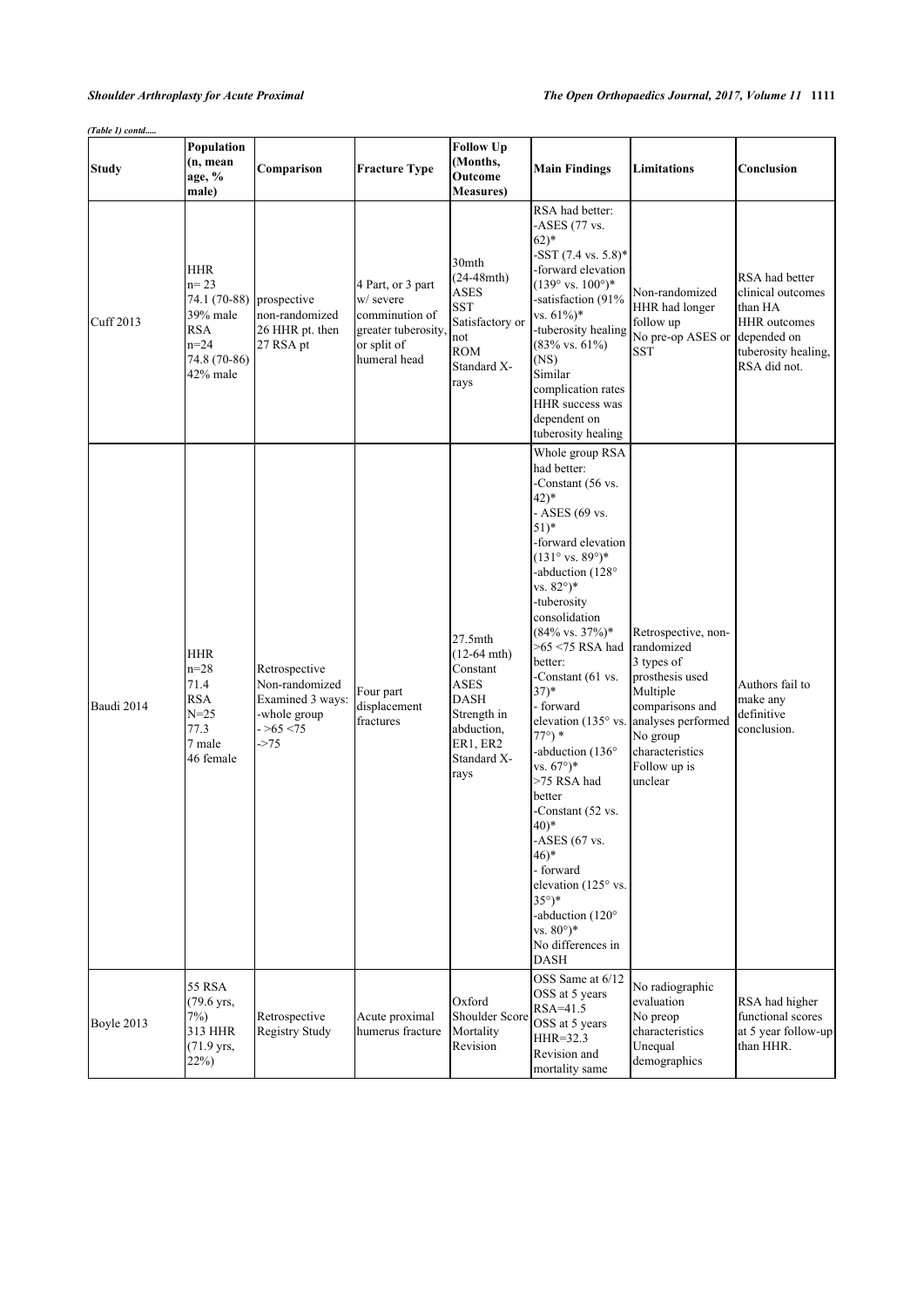*(Table 1) contd.....*

| Study | Population (n, mean age, % male) | Comparison | Fracture Type | Follow Up (Months, Outcome Measures) | Main Findings | Limitations | Conclusion |
|---|---|---|---|---|---|---|---|
| Cuff 2013 | HHR n= 23 74.1 (70-88) 39% male RSA n=24 74.8 (70-86) 42% male | prospective non-randomized 26 HHR pt. then 27 RSA pt | 4 Part, or 3 part w/ severe comminution of greater tuberosity, or split of humeral head | 30mth (24-48mth) ASES SST Satisfactory or not ROM Standard X-rays | RSA had better: -ASES (77 vs. 62)* -SST (7.4 vs. 5.8)* -forward elevation (139° vs. 100°)* -satisfaction (91% vs. 61%)* -tuberosity healing (83% vs. 61%) (NS) Similar complication rates HHR success was dependent on tuberosity healing | Non-randomized HHR had longer follow up No pre-op ASES or SST | RSA had better clinical outcomes than HA HHR outcomes depended on tuberosity healing, RSA did not. |
| Baudi 2014 | HHR n=28 71.4 RSA N=25 77.3 7 male 46 female | Retrospective Non-randomized Examined 3 ways: -whole group - >65 <75 ->75 | Four part displacement fractures | 27.5mth (12-64 mth) Constant ASES DASH Strength in abduction, ER1, ER2 Standard X-rays | Whole group RSA had better: -Constant (56 vs. 42)* - ASES (69 vs. 51)* -forward elevation (131° vs. 89°)* -abduction (128° vs. 82°)* -tuberosity consolidation (84% vs. 37%)* >65 <75 RSA had better: -Constant (61 vs. 37)* - forward elevation (135° vs. 77°) * -abduction (136° vs. 67°)* >75 RSA had better -Constant (52 vs. 40)* -ASES (67 vs. 46)* - forward elevation (125° vs. 35°)* -abduction (120° vs. 80°)* No differences in DASH | Retrospective, non-randomized 3 types of prosthesis used Multiple comparisons and analyses performed No group characteristics Follow up is unclear | Authors fail to make any definitive conclusion. |
| Boyle 2013 | 55 RSA (79.6 yrs, 7%) 313 HHR (71.9 yrs, 22%) | Retrospective Registry Study | Acute proximal humerus fracture | Oxford Shoulder Score Mortality Revision | OSS Same at 6/12 OSS at 5 years RSA=41.5 OSS at 5 years HHR=32.3 Revision and mortality same | No radiographic evaluation No preop characteristics Unequal demographics | RSA had higher functional scores at 5 year follow-up than HHR. |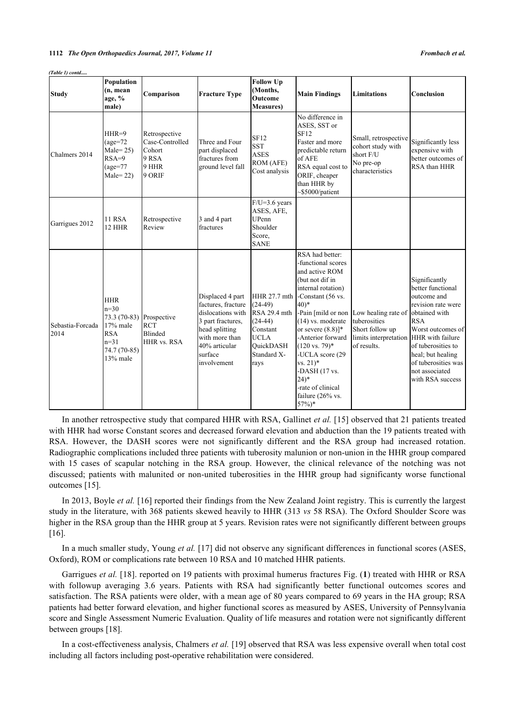*(Table 1) contd.....*

| Study | Population (n, mean age, % male) | Comparison | Fracture Type | Follow Up (Months, Outcome Measures) | Main Findings | Limitations | Conclusion |
|---|---|---|---|---|---|---|---|
| Chalmers 2014 | HHR=9 (age=72 Male= 25) RSA=9 (age=77 Male= 22) | Retrospective Case-Controlled Cohort 9 RSA 9 HHR 9 ORIF | Three and Four part displaced fractures from ground level fall | SF12 SST ASES ROM (AFE) Cost analysis | No difference in ASES, SST or SF12 Faster and more predictable return of AFE RSA equal cost to ORIF, cheaper than HHR by ~$5000/patient | Small, retrospective cohort study with short F/U No pre-op characteristics | Significantly less expensive with better outcomes of RSA than HHR |
| Garrigues 2012 | 11 RSA 12 HHR | Retrospective Review | 3 and 4 part fractures | F/U=3.6 years ASES, AFE, UPenn Shoulder Score, SANE | | | |
| Sebastia-Forcada 2014 | HHR n=30 73.3 (70-83) 17% male RSA n=31 74.7 (70-85) 13% male | Prospective RCT Blinded HHR vs. RSA | Displaced 4 part factures, fracture dislocations with 3 part fractures, head splitting with more than 40% articular surface involvement | HHR 27.7 mth (24-49) RSA 29.4 mth (24-44) Constant UCLA QuickDASH Standard X-rays | RSA had better: -functional scores and active ROM (but not dif in internal rotation) -Constant (56 vs. 40)* -Pain [mild or non (14) vs. moderate or severe (8.8)]* -Anterior forward (120 vs. 79)* -UCLA score (29 vs. 21)* -DASH (17 vs. 24)* -rate of clinical failure (26% vs. 57%)* | Low healing rate of tuberosities Short follow up limits interpretation of results. | Significantly better functional outcome and revision rate were obtained with RSA Worst outcomes of HHR with failure of tuberosities to heal; but healing of tuberosities was not associated with RSA success |

In another retrospective study that compared HHR with RSA, Gallinet *et al.* [15] observed that 21 patients treated with HHR had worse Constant scores and decreased forward elevation and abduction than the 19 patients treated with RSA. However, the DASH scores were not significantly different and the RSA group had increased rotation. Radiographic complications included three patients with tuberosity malunion or non-union in the HHR group compared with 15 cases of scapular notching in the RSA group. However, the clinical relevance of the notching was not discussed; patients with malunited or non-united tuberosities in the HHR group had significanty worse functional outcomes [15].

In 2013, Boyle *et al.* [16] reported their findings from the New Zealand Joint registry. This is currently the largest study in the literature, with 368 patients skewed heavily to HHR (313 *vs* 58 RSA). The Oxford Shoulder Score was higher in the RSA group than the HHR group at 5 years. Revision rates were not significantly different between groups [16].

In a much smaller study, Young *et al.* [17] did not observe any significant differences in functional scores (ASES, Oxford), ROM or complications rate between 10 RSA and 10 matched HHR patients.

Garrigues *et al.* [18]. reported on 19 patients with proximal humerus fractures Fig. (**1**) treated with HHR or RSA with followup averaging 3.6 years. Patients with RSA had significantly better functional outcomes scores and satisfaction. The RSA patients were older, with a mean age of 80 years compared to 69 years in the HA group; RSA patients had better forward elevation, and higher functional scores as measured by ASES, University of Pennsylvania score and Single Assessment Numeric Evaluation. Quality of life measures and rotation were not significantly different between groups [18].

In a cost-effectiveness analysis, Chalmers *et al.* [19] observed that RSA was less expensive overall when total cost including all factors including post-operative rehabilitation were considered.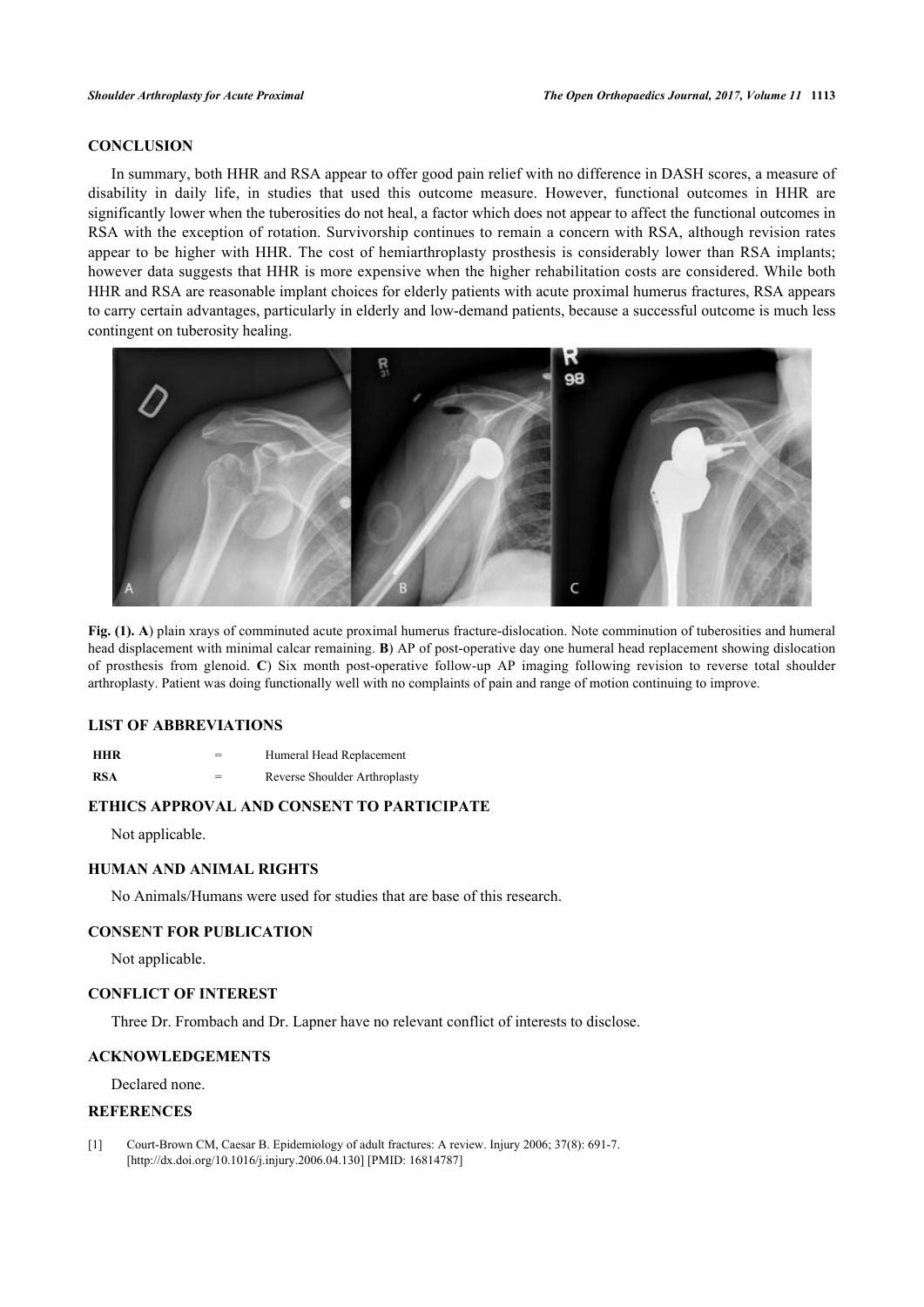## CONCLUSION

In summary, both HHR and RSA appear to offer good pain relief with no difference in DASH scores, a measure of disability in daily life, in studies that used this outcome measure. However, functional outcomes in HHR are significantly lower when the tuberosities do not heal, a factor which does not appear to affect the functional outcomes in RSA with the exception of rotation. Survivorship continues to remain a concern with RSA, although revision rates appear to be higher with HHR. The cost of hemiarthroplasty prosthesis is considerably lower than RSA implants; however data suggests that HHR is more expensive when the higher rehabilitation costs are considered. While both HHR and RSA are reasonable implant choices for elderly patients with acute proximal humerus fractures, RSA appears to carry certain advantages, particularly in elderly and low-demand patients, because a successful outcome is much less contingent on tuberosity healing.

**Fig. (1). A**) plain xrays of comminuted acute proximal humerus fracture-dislocation. Note comminution of tuberosities and humeral head displacement with minimal calcar remaining. **B**) AP of post-operative day one humeral head replacement showing dislocation of prosthesis from glenoid. **C**) Six month post-operative follow-up AP imaging following revision to reverse total shoulder arthroplasty. Patient was doing functionally well with no complaints of pain and range of motion continuing to improve.

## LIST OF ABBREVIATIONS

| | | |
|---|---|---|
| **HHR** | = | Humeral Head Replacement |
| **RSA** | = | Reverse Shoulder Arthroplasty |

## ETHICS APPROVAL AND CONSENT TO PARTICIPATE

Not applicable.

## HUMAN AND ANIMAL RIGHTS

No Animals/Humans were used for studies that are base of this research.

## CONSENT FOR PUBLICATION

Not applicable.

## CONFLICT OF INTEREST

Three Dr. Frombach and Dr. Lapner have no relevant conflict of interests to disclose.

## ACKNOWLEDGEMENTS

Declared none.

## REFERENCES

[1] Court-Brown CM, Caesar B. Epidemiology of adult fractures: A review. Injury 2006; 37(8): 691-7. [http://dx.doi.org/10.1016/j.injury.2006.04.130] [PMID: 16814787]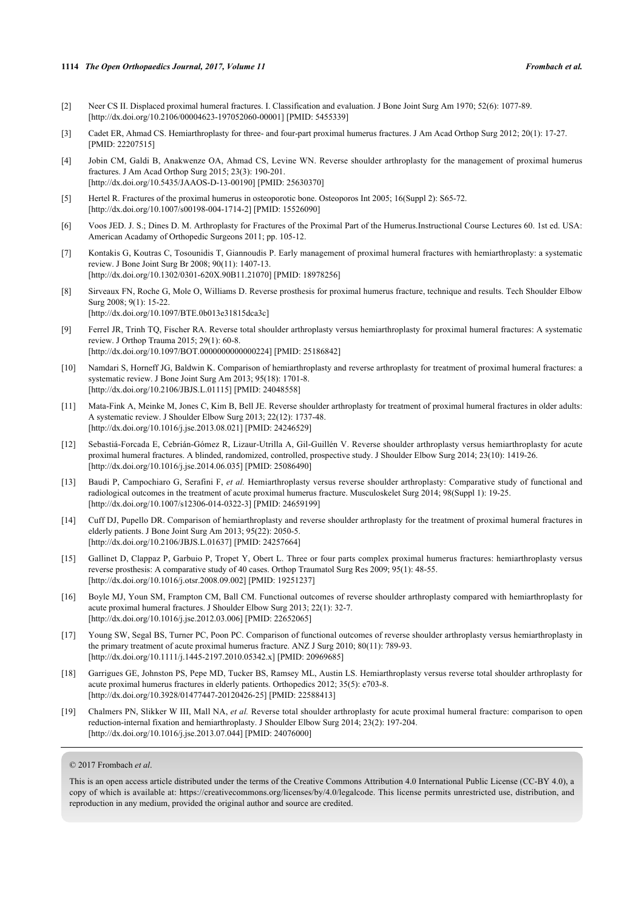[2] Neer CS II. Displaced proximal humeral fractures. I. Classification and evaluation. J Bone Joint Surg Am 1970; 52(6): 1077-89. [http://dx.doi.org/10.2106/00004623-197052060-00001] [PMID: 5455339]

[3] Cadet ER, Ahmad CS. Hemiarthroplasty for three- and four-part proximal humerus fractures. J Am Acad Orthop Surg 2012; 20(1): 17-27. [PMID: 22207515]

[4] Jobin CM, Galdi B, Anakwenze OA, Ahmad CS, Levine WN. Reverse shoulder arthroplasty for the management of proximal humerus fractures. J Am Acad Orthop Surg 2015; 23(3): 190-201. [http://dx.doi.org/10.5435/JAAOS-D-13-00190] [PMID: 25630370]

[5] Hertel R. Fractures of the proximal humerus in osteoporotic bone. Osteoporos Int 2005; 16(Suppl 2): S65-72. [http://dx.doi.org/10.1007/s00198-004-1714-2] [PMID: 15526090]

[6] Voos JED. J. S.; Dines D. M. Arthroplasty for Fractures of the Proximal Part of the Humerus.Instructional Course Lectures 60. 1st ed. USA: American Acadamy of Orthopedic Surgeons 2011; pp. 105-12.

[7] Kontakis G, Koutras C, Tosounidis T, Giannoudis P. Early management of proximal humeral fractures with hemiarthroplasty: a systematic review. J Bone Joint Surg Br 2008; 90(11): 1407-13. [http://dx.doi.org/10.1302/0301-620X.90B11.21070] [PMID: 18978256]

[8] Sirveaux FN, Roche G, Mole O, Williams D. Reverse prosthesis for proximal humerus fracture, technique and results. Tech Shoulder Elbow Surg 2008; 9(1): 15-22. [http://dx.doi.org/10.1097/BTE.0b013e31815dca3c]

[9] Ferrel JR, Trinh TQ, Fischer RA. Reverse total shoulder arthroplasty versus hemiarthroplasty for proximal humeral fractures: A systematic review. J Orthop Trauma 2015; 29(1): 60-8. [http://dx.doi.org/10.1097/BOT.0000000000000224] [PMID: 25186842]

[10] Namdari S, Horneff JG, Baldwin K. Comparison of hemiarthroplasty and reverse arthroplasty for treatment of proximal humeral fractures: a systematic review. J Bone Joint Surg Am 2013; 95(18): 1701-8. [http://dx.doi.org/10.2106/JBJS.L.01115] [PMID: 24048558]

[11] Mata-Fink A, Meinke M, Jones C, Kim B, Bell JE. Reverse shoulder arthroplasty for treatment of proximal humeral fractures in older adults: A systematic review. J Shoulder Elbow Surg 2013; 22(12): 1737-48. [http://dx.doi.org/10.1016/j.jse.2013.08.021] [PMID: 24246529]

[12] Sebastiá-Forcada E, Cebrián-Gómez R, Lizaur-Utrilla A, Gil-Guillén V. Reverse shoulder arthroplasty versus hemiarthroplasty for acute proximal humeral fractures. A blinded, randomized, controlled, prospective study. J Shoulder Elbow Surg 2014; 23(10): 1419-26. [http://dx.doi.org/10.1016/j.jse.2014.06.035] [PMID: 25086490]

[13] Baudi P, Campochiaro G, Serafini F, *et al.* Hemiarthroplasty versus reverse shoulder arthroplasty: Comparative study of functional and radiological outcomes in the treatment of acute proximal humerus fracture. Musculoskelet Surg 2014; 98(Suppl 1): 19-25. [http://dx.doi.org/10.1007/s12306-014-0322-3] [PMID: 24659199]

[14] Cuff DJ, Pupello DR. Comparison of hemiarthroplasty and reverse shoulder arthroplasty for the treatment of proximal humeral fractures in elderly patients. J Bone Joint Surg Am 2013; 95(22): 2050-5. [http://dx.doi.org/10.2106/JBJS.L.01637] [PMID: 24257664]

[15] Gallinet D, Clappaz P, Garbuio P, Tropet Y, Obert L. Three or four parts complex proximal humerus fractures: hemiarthroplasty versus reverse prosthesis: A comparative study of 40 cases. Orthop Traumatol Surg Res 2009; 95(1): 48-55. [http://dx.doi.org/10.1016/j.otsr.2008.09.002] [PMID: 19251237]

[16] Boyle MJ, Youn SM, Frampton CM, Ball CM. Functional outcomes of reverse shoulder arthroplasty compared with hemiarthroplasty for acute proximal humeral fractures. J Shoulder Elbow Surg 2013; 22(1): 32-7. [http://dx.doi.org/10.1016/j.jse.2012.03.006] [PMID: 22652065]

[17] Young SW, Segal BS, Turner PC, Poon PC. Comparison of functional outcomes of reverse shoulder arthroplasty versus hemiarthroplasty in the primary treatment of acute proximal humerus fracture. ANZ J Surg 2010; 80(11): 789-93. [http://dx.doi.org/10.1111/j.1445-2197.2010.05342.x] [PMID: 20969685]

[18] Garrigues GE, Johnston PS, Pepe MD, Tucker BS, Ramsey ML, Austin LS. Hemiarthroplasty versus reverse total shoulder arthroplasty for acute proximal humerus fractures in elderly patients. Orthopedics 2012; 35(5): e703-8. [http://dx.doi.org/10.3928/01477447-20120426-25] [PMID: 22588413]

[19] Chalmers PN, Slikker W III, Mall NA, *et al.* Reverse total shoulder arthroplasty for acute proximal humeral fracture: comparison to open reduction-internal fixation and hemiarthroplasty. J Shoulder Elbow Surg 2014; 23(2): 197-204. [http://dx.doi.org/10.1016/j.jse.2013.07.044] [PMID: 24076000]

© 2017 Frombach *et al*.

This is an open access article distributed under the terms of the Creative Commons Attribution 4.0 International Public License (CC-BY 4.0), a copy of which is available at: https://creativecommons.org/licenses/by/4.0/legalcode. This license permits unrestricted use, distribution, and reproduction in any medium, provided the original author and source are credited.